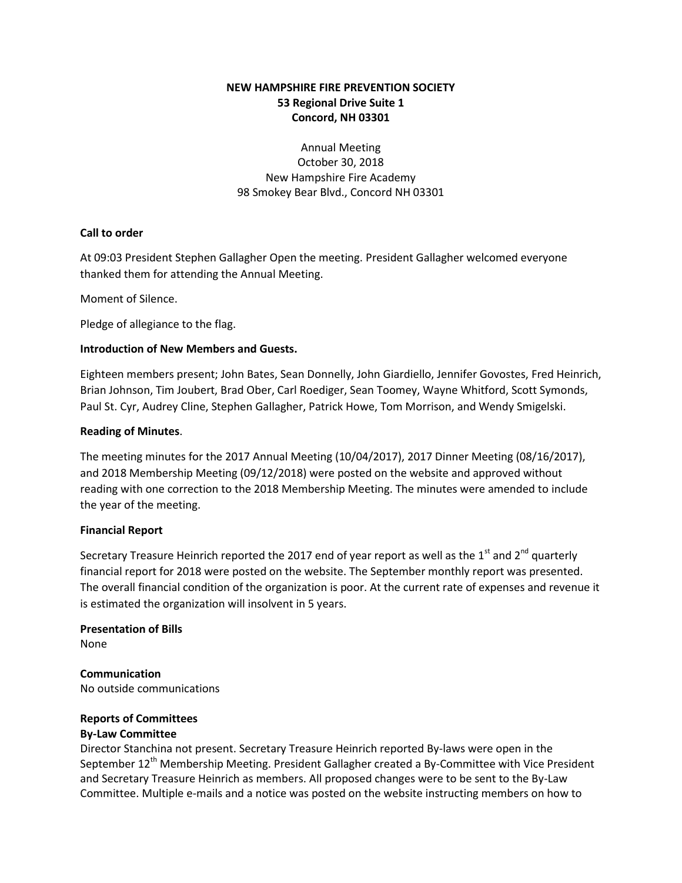**NEW HAMPSHIRE FIRE PREVENTION SOCIETY**
**53 Regional Drive Suite 1**
**Concord, NH 03301**

Annual Meeting
October 30, 2018
New Hampshire Fire Academy
98 Smokey Bear Blvd., Concord NH 03301

**Call to order**

At 09:03 President Stephen Gallagher Open the meeting. President Gallagher welcomed everyone thanked them for attending the Annual Meeting.

Moment of Silence.

Pledge of allegiance to the flag.

**Introduction of New Members and Guests.**

Eighteen members present; John Bates, Sean Donnelly, John Giardiello, Jennifer Govostes, Fred Heinrich, Brian Johnson, Tim Joubert, Brad Ober, Carl Roediger, Sean Toomey, Wayne Whitford, Scott Symonds, Paul St. Cyr, Audrey Cline, Stephen Gallagher, Patrick Howe, Tom Morrison, and Wendy Smigelski.

**Reading of Minutes**.

The meeting minutes for the 2017 Annual Meeting (10/04/2017), 2017 Dinner Meeting (08/16/2017), and 2018 Membership Meeting (09/12/2018) were posted on the website and approved without reading with one correction to the 2018 Membership Meeting. The minutes were amended to include the year of the meeting.

**Financial Report**

Secretary Treasure Heinrich reported the 2017 end of year report as well as the 1st and 2nd quarterly financial report for 2018 were posted on the website. The September monthly report was presented. The overall financial condition of the organization is poor. At the current rate of expenses and revenue it is estimated the organization will insolvent in 5 years.

**Presentation of Bills**
None

**Communication**
No outside communications

**Reports of Committees**
**By-Law Committee**
Director Stanchina not present. Secretary Treasure Heinrich reported By-laws were open in the September 12th Membership Meeting. President Gallagher created a By-Committee with Vice President and Secretary Treasure Heinrich as members. All proposed changes were to be sent to the By-Law Committee. Multiple e-mails and a notice was posted on the website instructing members on how to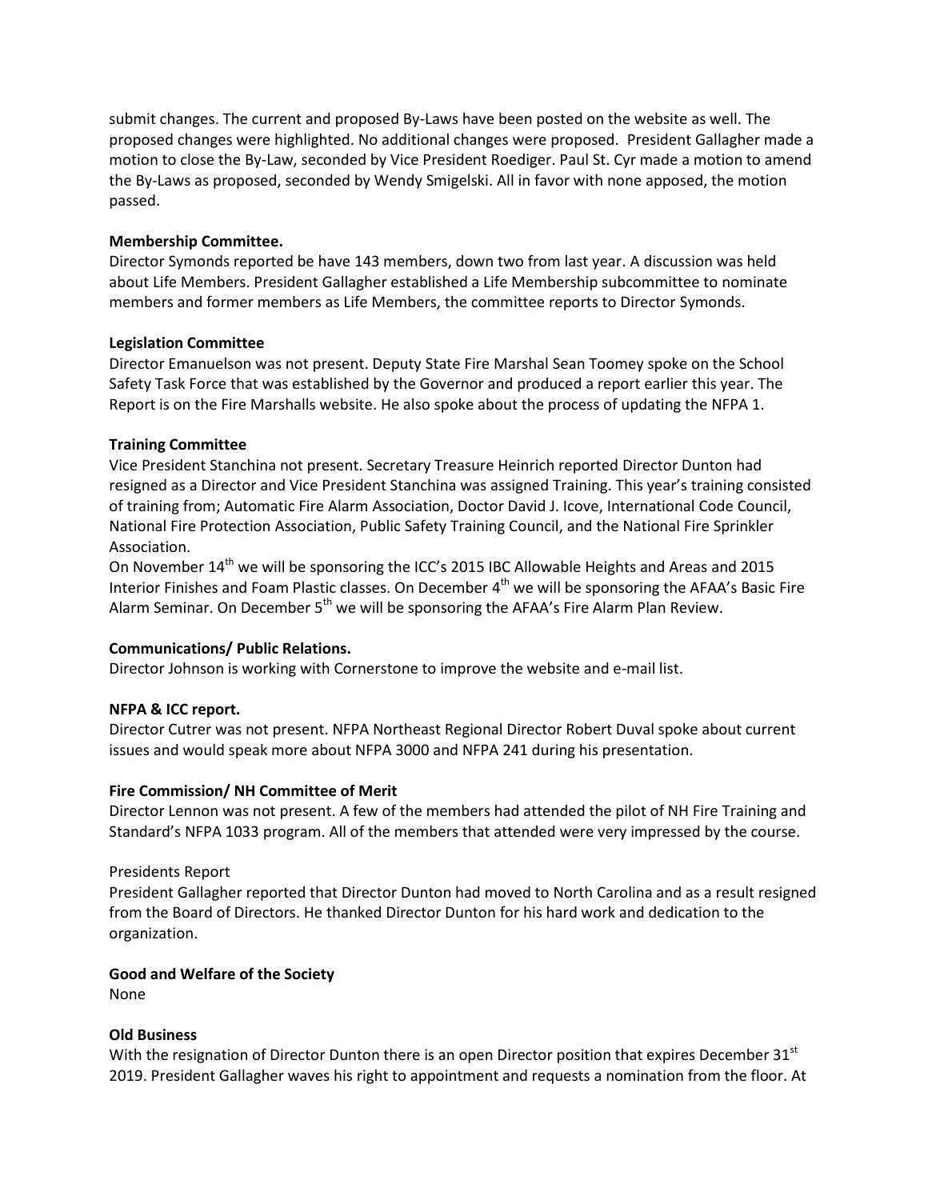submit changes. The current and proposed By-Laws have been posted on the website as well. The proposed changes were highlighted. No additional changes were proposed. President Gallagher made a motion to close the By-Law, seconded by Vice President Roediger. Paul St. Cyr made a motion to amend the By-Laws as proposed, seconded by Wendy Smigelski. All in favor with none apposed, the motion passed.

**Membership Committee.**

Director Symonds reported be have 143 members, down two from last year. A discussion was held about Life Members. President Gallagher established a Life Membership subcommittee to nominate members and former members as Life Members, the committee reports to Director Symonds.

**Legislation Committee**

Director Emanuelson was not present. Deputy State Fire Marshal Sean Toomey spoke on the School Safety Task Force that was established by the Governor and produced a report earlier this year. The Report is on the Fire Marshalls website. He also spoke about the process of updating the NFPA 1.

**Training Committee**

Vice President Stanchina not present. Secretary Treasure Heinrich reported Director Dunton had resigned as a Director and Vice President Stanchina was assigned Training. This year's training consisted of training from; Automatic Fire Alarm Association, Doctor David J. Icove, International Code Council, National Fire Protection Association, Public Safety Training Council, and the National Fire Sprinkler Association.

On November 14th we will be sponsoring the ICC's 2015 IBC Allowable Heights and Areas and 2015 Interior Finishes and Foam Plastic classes. On December 4th we will be sponsoring the AFAA's Basic Fire Alarm Seminar. On December 5th we will be sponsoring the AFAA's Fire Alarm Plan Review.

**Communications/ Public Relations.**

Director Johnson is working with Cornerstone to improve the website and e-mail list.

**NFPA & ICC report.**

Director Cutrer was not present. NFPA Northeast Regional Director Robert Duval spoke about current issues and would speak more about NFPA 3000 and NFPA 241 during his presentation.

**Fire Commission/ NH Committee of Merit**

Director Lennon was not present. A few of the members had attended the pilot of NH Fire Training and Standard's NFPA 1033 program. All of the members that attended were very impressed by the course.

Presidents Report

President Gallagher reported that Director Dunton had moved to North Carolina and as a result resigned from the Board of Directors. He thanked Director Dunton for his hard work and dedication to the organization.

**Good and Welfare of the Society**

None

**Old Business**

With the resignation of Director Dunton there is an open Director position that expires December 31st 2019. President Gallagher waves his right to appointment and requests a nomination from the floor. At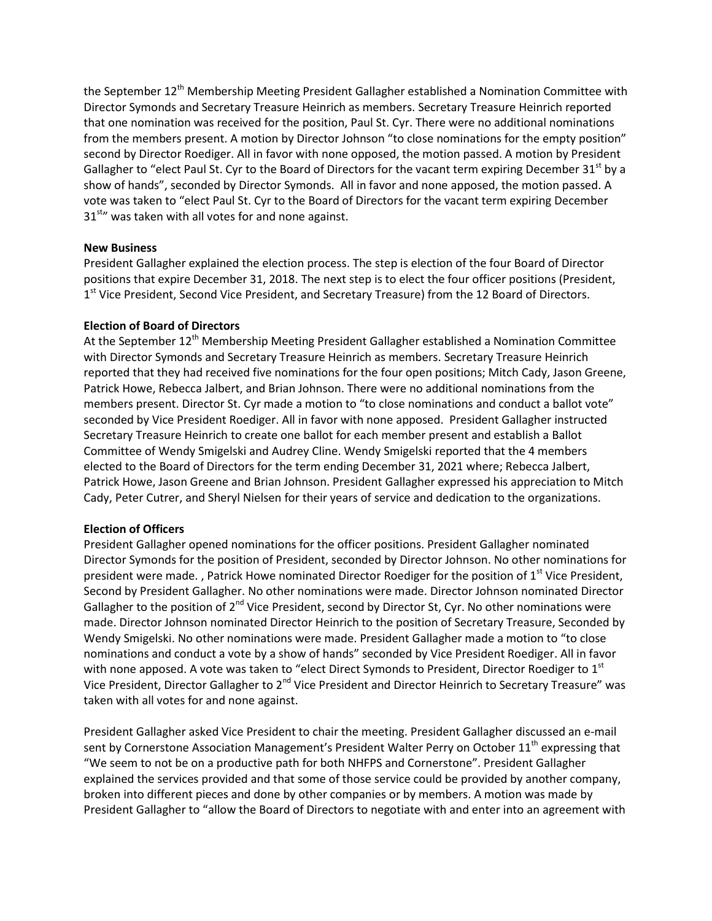the September 12th Membership Meeting President Gallagher established a Nomination Committee with Director Symonds and Secretary Treasure Heinrich as members. Secretary Treasure Heinrich reported that one nomination was received for the position, Paul St. Cyr. There were no additional nominations from the members present. A motion by Director Johnson "to close nominations for the empty position" second by Director Roediger. All in favor with none opposed, the motion passed. A motion by President Gallagher to "elect Paul St. Cyr to the Board of Directors for the vacant term expiring December 31st by a show of hands", seconded by Director Symonds. All in favor and none apposed, the motion passed. A vote was taken to "elect Paul St. Cyr to the Board of Directors for the vacant term expiring December 31st" was taken with all votes for and none against.

**New Business**

President Gallagher explained the election process. The step is election of the four Board of Director positions that expire December 31, 2018. The next step is to elect the four officer positions (President, 1st Vice President, Second Vice President, and Secretary Treasure) from the 12 Board of Directors.

**Election of Board of Directors**

At the September 12th Membership Meeting President Gallagher established a Nomination Committee with Director Symonds and Secretary Treasure Heinrich as members. Secretary Treasure Heinrich reported that they had received five nominations for the four open positions; Mitch Cady, Jason Greene, Patrick Howe, Rebecca Jalbert, and Brian Johnson. There were no additional nominations from the members present. Director St. Cyr made a motion to "to close nominations and conduct a ballot vote" seconded by Vice President Roediger. All in favor with none apposed. President Gallagher instructed Secretary Treasure Heinrich to create one ballot for each member present and establish a Ballot Committee of Wendy Smigelski and Audrey Cline. Wendy Smigelski reported that the 4 members elected to the Board of Directors for the term ending December 31, 2021 where; Rebecca Jalbert, Patrick Howe, Jason Greene and Brian Johnson. President Gallagher expressed his appreciation to Mitch Cady, Peter Cutrer, and Sheryl Nielsen for their years of service and dedication to the organizations.

**Election of Officers**

President Gallagher opened nominations for the officer positions. President Gallagher nominated Director Symonds for the position of President, seconded by Director Johnson. No other nominations for president were made. , Patrick Howe nominated Director Roediger for the position of 1st Vice President, Second by President Gallagher. No other nominations were made. Director Johnson nominated Director Gallagher to the position of 2nd Vice President, second by Director St, Cyr. No other nominations were made. Director Johnson nominated Director Heinrich to the position of Secretary Treasure, Seconded by Wendy Smigelski. No other nominations were made. President Gallagher made a motion to "to close nominations and conduct a vote by a show of hands" seconded by Vice President Roediger. All in favor with none apposed. A vote was taken to "elect Direct Symonds to President, Director Roediger to 1st Vice President, Director Gallagher to 2nd Vice President and Director Heinrich to Secretary Treasure" was taken with all votes for and none against.

President Gallagher asked Vice President to chair the meeting. President Gallagher discussed an e-mail sent by Cornerstone Association Management's President Walter Perry on October 11th expressing that "We seem to not be on a productive path for both NHFPS and Cornerstone". President Gallagher explained the services provided and that some of those service could be provided by another company, broken into different pieces and done by other companies or by members. A motion was made by President Gallagher to "allow the Board of Directors to negotiate with and enter into an agreement with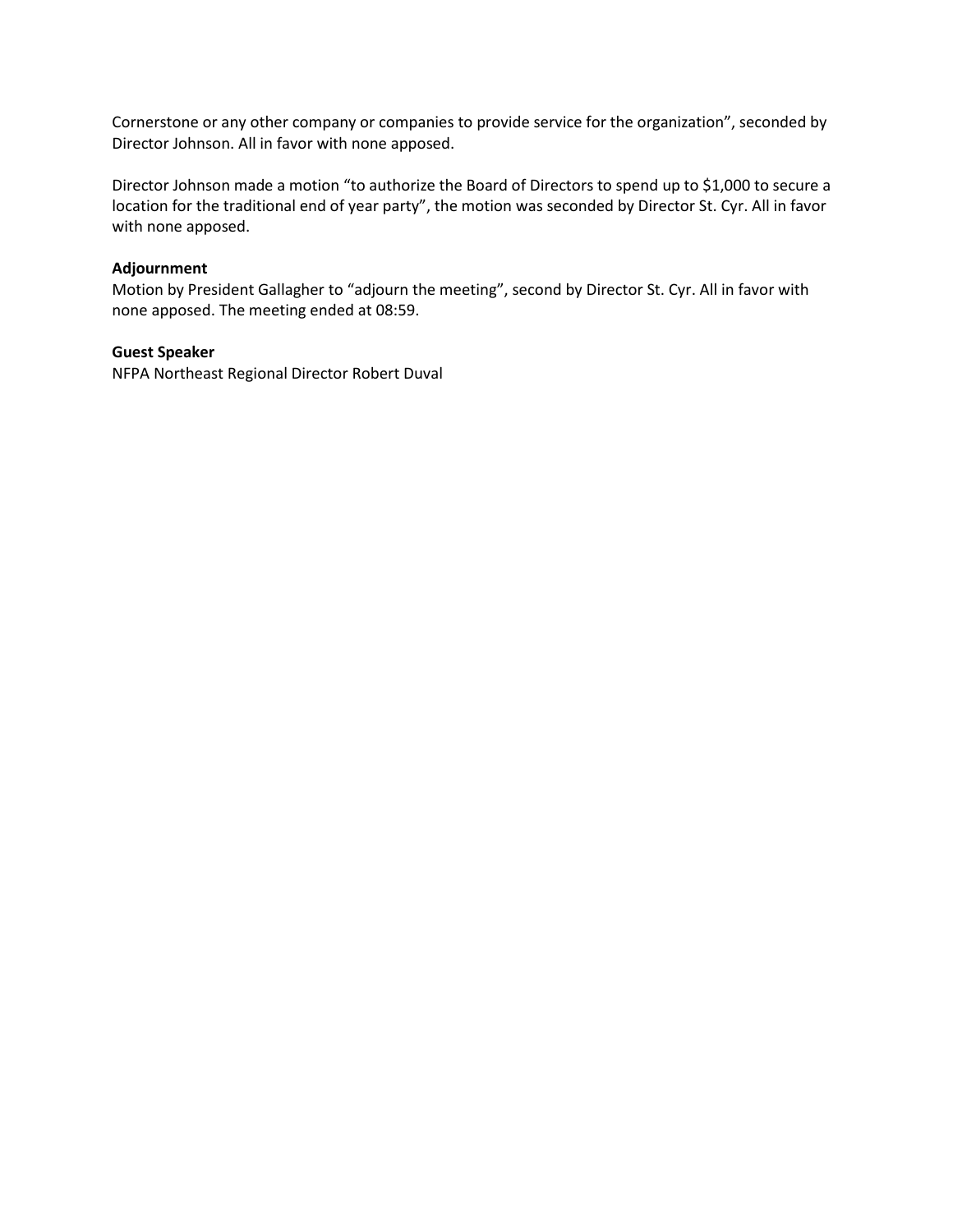Cornerstone or any other company or companies to provide service for the organization", seconded by Director Johnson. All in favor with none apposed.

Director Johnson made a motion "to authorize the Board of Directors to spend up to $1,000 to secure a location for the traditional end of year party", the motion was seconded by Director St. Cyr. All in favor with none apposed.

**Adjournment**
Motion by President Gallagher to "adjourn the meeting", second by Director St. Cyr. All in favor with none apposed. The meeting ended at 08:59.

**Guest Speaker**
NFPA Northeast Regional Director Robert Duval